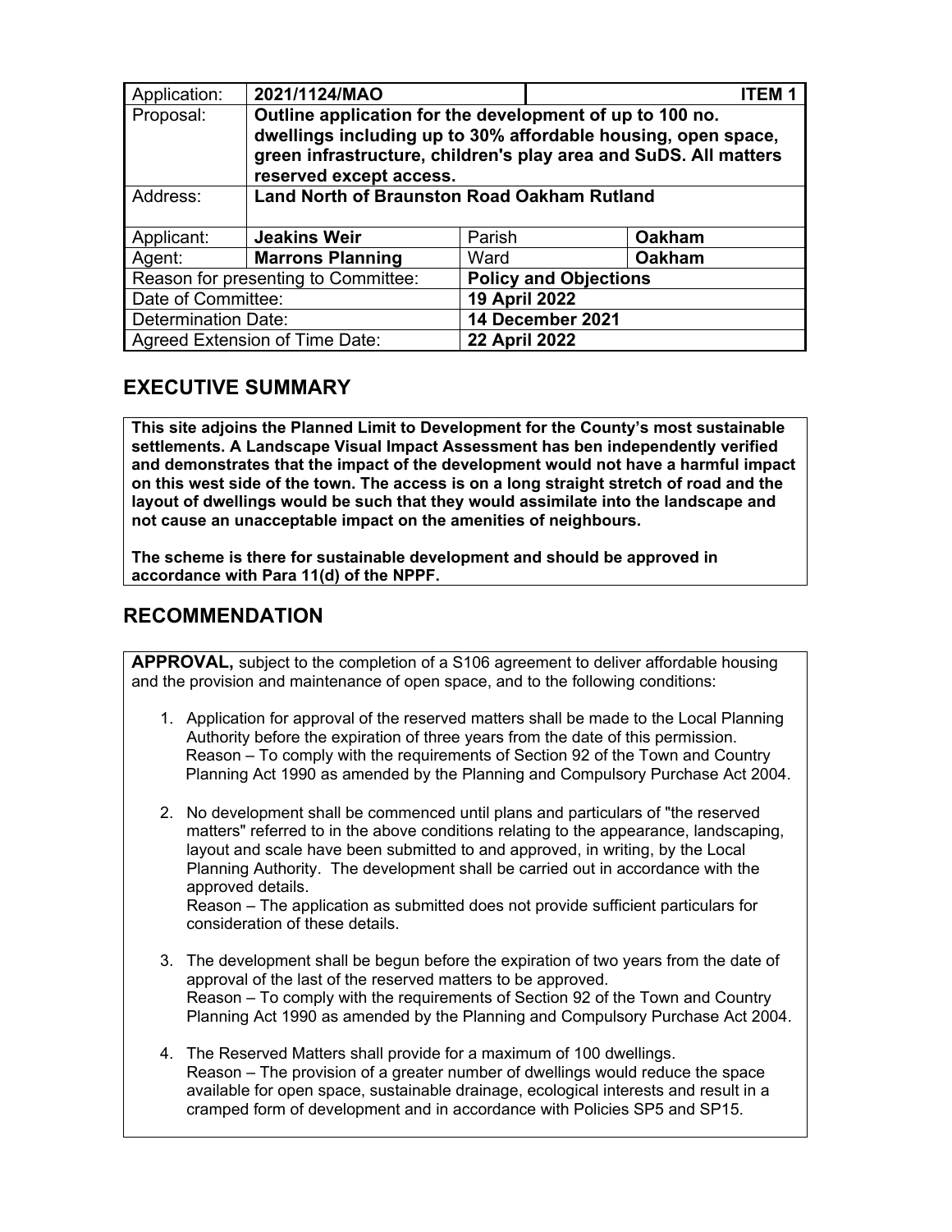| Application: | 2021/1124/MAO | | ITEM 1 |
|---|---|---|---|
| Proposal: | **Outline application for the development of up to 100 no. dwellings including up to 30% affordable housing, open space, green infrastructure, children's play area and SuDS. All matters reserved except access.** | | |
| Address: | **Land North of Braunston Road Oakham Rutland** | | |
| Applicant: | **Jeakins Weir** | Parish | **Oakham** |
| Agent: | **Marrons Planning** | Ward | **Oakham** |
| Reason for presenting to Committee: | | **Policy and Objections** | |
| Date of Committee: | | **19 April 2022** | |
| Determination Date: | | **14 December 2021** | |
| Agreed Extension of Time Date: | | **22 April 2022** | |

## EXECUTIVE SUMMARY

**This site adjoins the Planned Limit to Development for the County's most sustainable settlements. A Landscape Visual Impact Assessment has ben independently verified and demonstrates that the impact of the development would not have a harmful impact on this west side of the town. The access is on a long straight stretch of road and the layout of dwellings would be such that they would assimilate into the landscape and not cause an unacceptable impact on the amenities of neighbours.**

**The scheme is there for sustainable development and should be approved in accordance with Para 11(d) of the NPPF.**

## RECOMMENDATION

**APPROVAL,** subject to the completion of a S106 agreement to deliver affordable housing and the provision and maintenance of open space, and to the following conditions:

1. Application for approval of the reserved matters shall be made to the Local Planning Authority before the expiration of three years from the date of this permission.
   Reason – To comply with the requirements of Section 92 of the Town and Country Planning Act 1990 as amended by the Planning and Compulsory Purchase Act 2004.

2. No development shall be commenced until plans and particulars of "the reserved matters" referred to in the above conditions relating to the appearance, landscaping, layout and scale have been submitted to and approved, in writing, by the Local Planning Authority. The development shall be carried out in accordance with the approved details.
   Reason – The application as submitted does not provide sufficient particulars for consideration of these details.

3. The development shall be begun before the expiration of two years from the date of approval of the last of the reserved matters to be approved.
   Reason – To comply with the requirements of Section 92 of the Town and Country Planning Act 1990 as amended by the Planning and Compulsory Purchase Act 2004.

4. The Reserved Matters shall provide for a maximum of 100 dwellings.
   Reason – The provision of a greater number of dwellings would reduce the space available for open space, sustainable drainage, ecological interests and result in a cramped form of development and in accordance with Policies SP5 and SP15.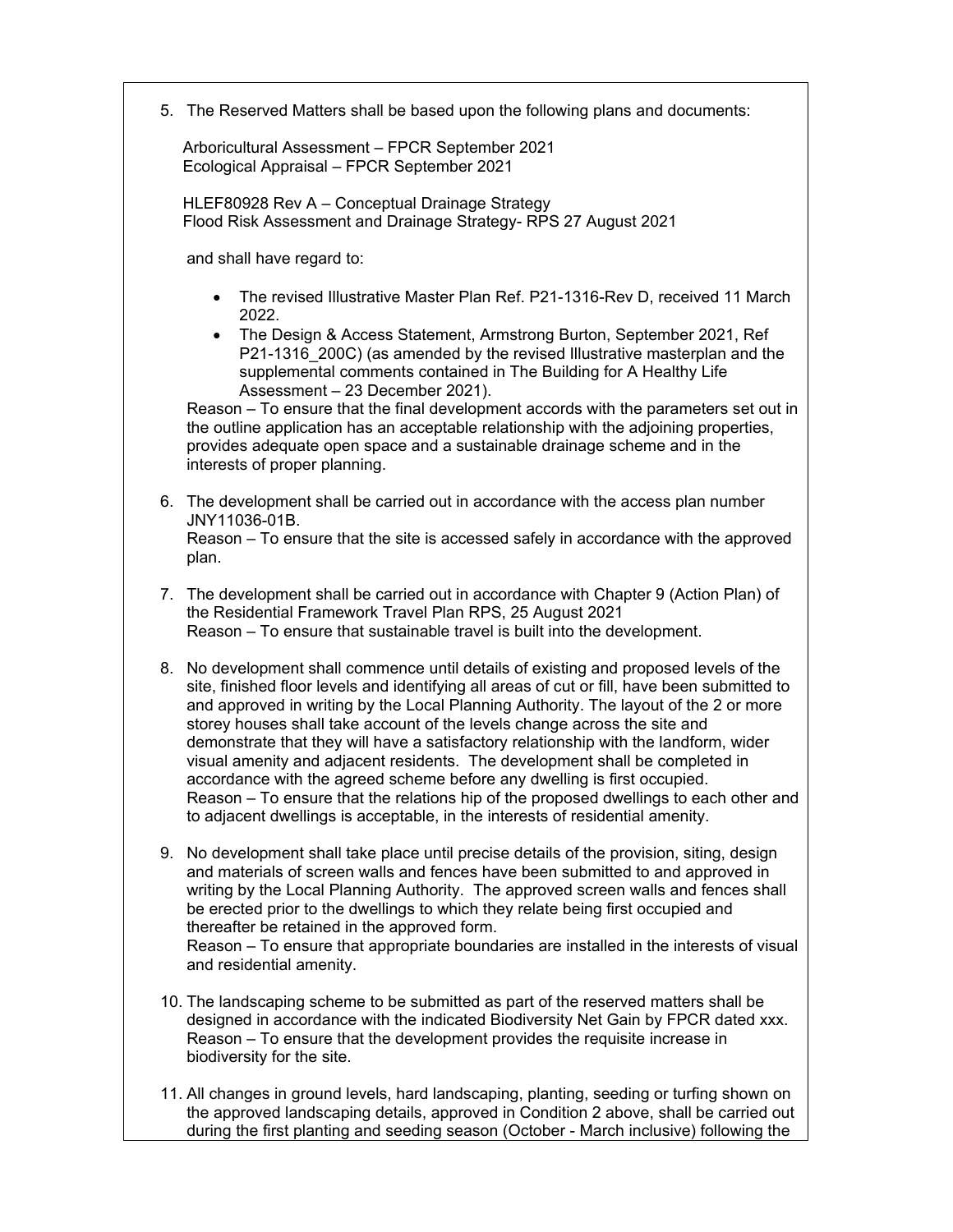5. The Reserved Matters shall be based upon the following plans and documents:

   Arboricultural Assessment – FPCR September 2021
   Ecological Appraisal – FPCR September 2021

   HLEF80928 Rev A – Conceptual Drainage Strategy
   Flood Risk Assessment and Drainage Strategy- RPS 27 August 2021

   and shall have regard to:

   - The revised Illustrative Master Plan Ref. P21-1316-Rev D, received 11 March 2022.
   - The Design & Access Statement, Armstrong Burton, September 2021, Ref P21-1316_200C) (as amended by the revised Illustrative masterplan and the supplemental comments contained in The Building for A Healthy Life Assessment – 23 December 2021).

   Reason – To ensure that the final development accords with the parameters set out in the outline application has an acceptable relationship with the adjoining properties, provides adequate open space and a sustainable drainage scheme and in the interests of proper planning.

6. The development shall be carried out in accordance with the access plan number JNY11036-01B.
   Reason – To ensure that the site is accessed safely in accordance with the approved plan.

7. The development shall be carried out in accordance with Chapter 9 (Action Plan) of the Residential Framework Travel Plan RPS, 25 August 2021
   Reason – To ensure that sustainable travel is built into the development.

8. No development shall commence until details of existing and proposed levels of the site, finished floor levels and identifying all areas of cut or fill, have been submitted to and approved in writing by the Local Planning Authority. The layout of the 2 or more storey houses shall take account of the levels change across the site and demonstrate that they will have a satisfactory relationship with the landform, wider visual amenity and adjacent residents. The development shall be completed in accordance with the agreed scheme before any dwelling is first occupied.
   Reason – To ensure that the relations hip of the proposed dwellings to each other and to adjacent dwellings is acceptable, in the interests of residential amenity.

9. No development shall take place until precise details of the provision, siting, design and materials of screen walls and fences have been submitted to and approved in writing by the Local Planning Authority. The approved screen walls and fences shall be erected prior to the dwellings to which they relate being first occupied and thereafter be retained in the approved form.
   Reason – To ensure that appropriate boundaries are installed in the interests of visual and residential amenity.

10. The landscaping scheme to be submitted as part of the reserved matters shall be designed in accordance with the indicated Biodiversity Net Gain by FPCR dated xxx.
    Reason – To ensure that the development provides the requisite increase in biodiversity for the site.

11. All changes in ground levels, hard landscaping, planting, seeding or turfing shown on the approved landscaping details, approved in Condition 2 above, shall be carried out during the first planting and seeding season (October - March inclusive) following the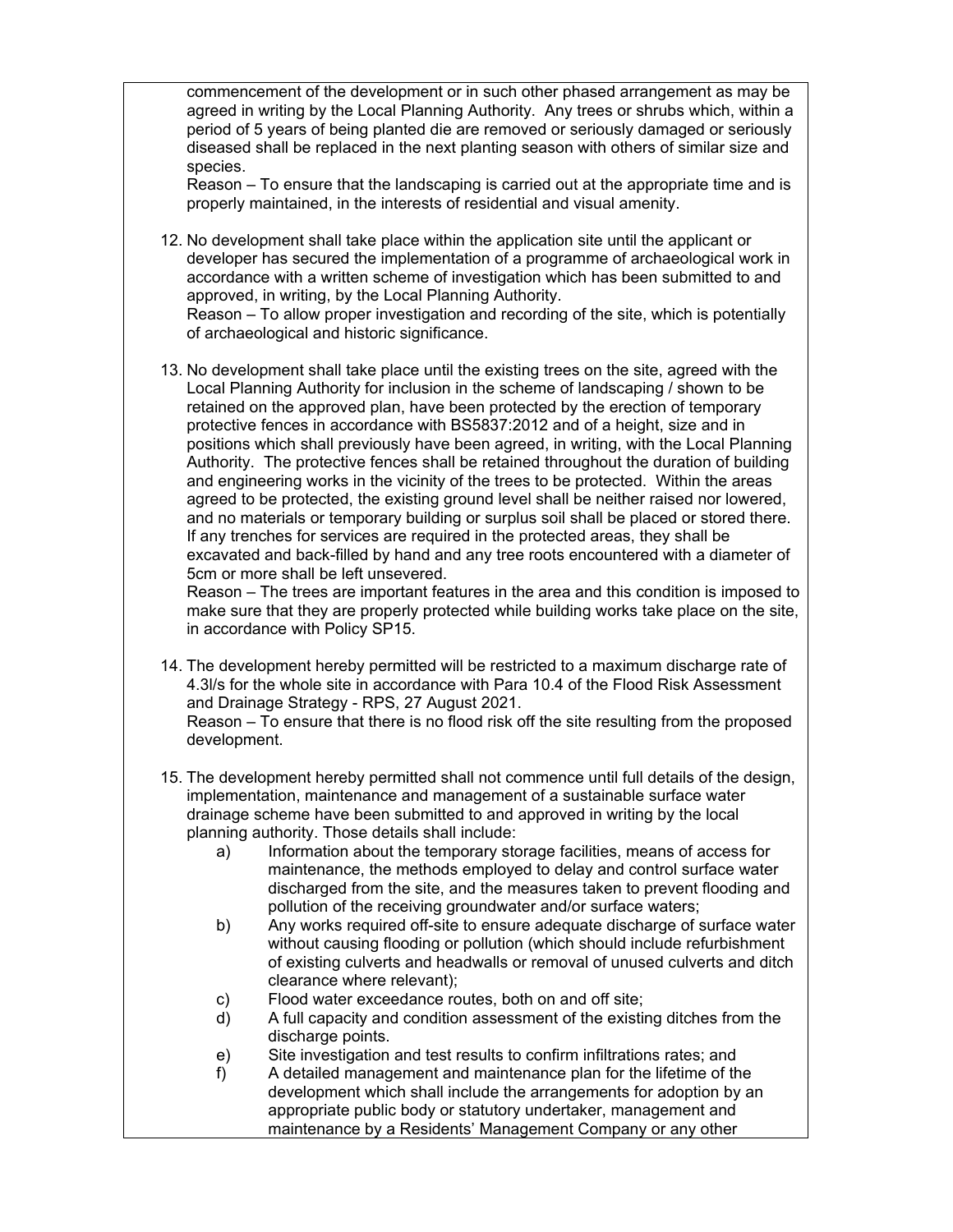commencement of the development or in such other phased arrangement as may be agreed in writing by the Local Planning Authority. Any trees or shrubs which, within a period of 5 years of being planted die are removed or seriously damaged or seriously diseased shall be replaced in the next planting season with others of similar size and species.
Reason – To ensure that the landscaping is carried out at the appropriate time and is properly maintained, in the interests of residential and visual amenity.

12. No development shall take place within the application site until the applicant or developer has secured the implementation of a programme of archaeological work in accordance with a written scheme of investigation which has been submitted to and approved, in writing, by the Local Planning Authority.
Reason – To allow proper investigation and recording of the site, which is potentially of archaeological and historic significance.

13. No development shall take place until the existing trees on the site, agreed with the Local Planning Authority for inclusion in the scheme of landscaping / shown to be retained on the approved plan, have been protected by the erection of temporary protective fences in accordance with BS5837:2012 and of a height, size and in positions which shall previously have been agreed, in writing, with the Local Planning Authority. The protective fences shall be retained throughout the duration of building and engineering works in the vicinity of the trees to be protected. Within the areas agreed to be protected, the existing ground level shall be neither raised nor lowered, and no materials or temporary building or surplus soil shall be placed or stored there. If any trenches for services are required in the protected areas, they shall be excavated and back-filled by hand and any tree roots encountered with a diameter of 5cm or more shall be left unsevered.
Reason – The trees are important features in the area and this condition is imposed to make sure that they are properly protected while building works take place on the site, in accordance with Policy SP15.

14. The development hereby permitted will be restricted to a maximum discharge rate of 4.3l/s for the whole site in accordance with Para 10.4 of the Flood Risk Assessment and Drainage Strategy - RPS, 27 August 2021.
Reason – To ensure that there is no flood risk off the site resulting from the proposed development.

15. The development hereby permitted shall not commence until full details of the design, implementation, maintenance and management of a sustainable surface water drainage scheme have been submitted to and approved in writing by the local planning authority. Those details shall include:
    a) Information about the temporary storage facilities, means of access for maintenance, the methods employed to delay and control surface water discharged from the site, and the measures taken to prevent flooding and pollution of the receiving groundwater and/or surface waters;
    b) Any works required off-site to ensure adequate discharge of surface water without causing flooding or pollution (which should include refurbishment of existing culverts and headwalls or removal of unused culverts and ditch clearance where relevant);
    c) Flood water exceedance routes, both on and off site;
    d) A full capacity and condition assessment of the existing ditches from the discharge points.
    e) Site investigation and test results to confirm infiltrations rates; and
    f) A detailed management and maintenance plan for the lifetime of the development which shall include the arrangements for adoption by an appropriate public body or statutory undertaker, management and maintenance by a Residents' Management Company or any other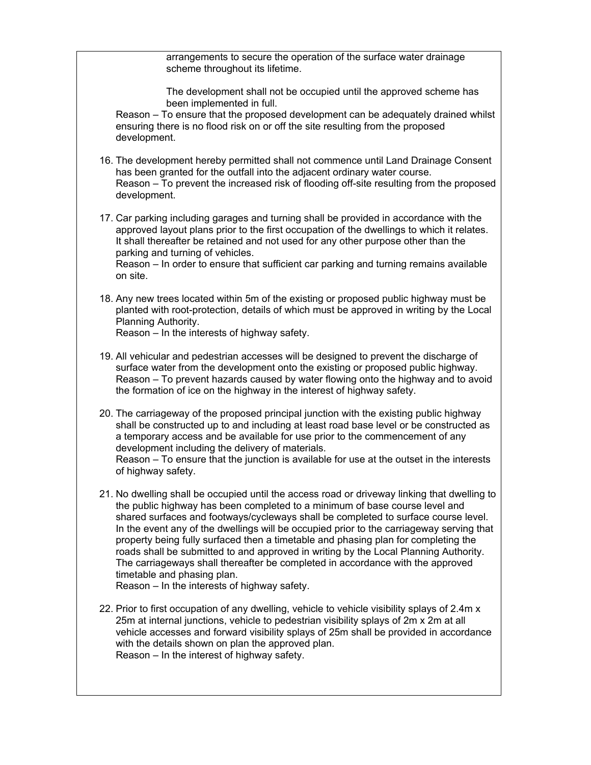arrangements to secure the operation of the surface water drainage scheme throughout its lifetime.

The development shall not be occupied until the approved scheme has been implemented in full.

Reason – To ensure that the proposed development can be adequately drained whilst ensuring there is no flood risk on or off the site resulting from the proposed development.

16. The development hereby permitted shall not commence until Land Drainage Consent has been granted for the outfall into the adjacent ordinary water course.
    Reason – To prevent the increased risk of flooding off-site resulting from the proposed development.

17. Car parking including garages and turning shall be provided in accordance with the approved layout plans prior to the first occupation of the dwellings to which it relates. It shall thereafter be retained and not used for any other purpose other than the parking and turning of vehicles.
    Reason – In order to ensure that sufficient car parking and turning remains available on site.

18. Any new trees located within 5m of the existing or proposed public highway must be planted with root-protection, details of which must be approved in writing by the Local Planning Authority.
    Reason – In the interests of highway safety.

19. All vehicular and pedestrian accesses will be designed to prevent the discharge of surface water from the development onto the existing or proposed public highway.
    Reason – To prevent hazards caused by water flowing onto the highway and to avoid the formation of ice on the highway in the interest of highway safety.

20. The carriageway of the proposed principal junction with the existing public highway shall be constructed up to and including at least road base level or be constructed as a temporary access and be available for use prior to the commencement of any development including the delivery of materials.
    Reason – To ensure that the junction is available for use at the outset in the interests of highway safety.

21. No dwelling shall be occupied until the access road or driveway linking that dwelling to the public highway has been completed to a minimum of base course level and shared surfaces and footways/cycleways shall be completed to surface course level. In the event any of the dwellings will be occupied prior to the carriageway serving that property being fully surfaced then a timetable and phasing plan for completing the roads shall be submitted to and approved in writing by the Local Planning Authority. The carriageways shall thereafter be completed in accordance with the approved timetable and phasing plan.
    Reason – In the interests of highway safety.

22. Prior to first occupation of any dwelling, vehicle to vehicle visibility splays of 2.4m x 25m at internal junctions, vehicle to pedestrian visibility splays of 2m x 2m at all vehicle accesses and forward visibility splays of 25m shall be provided in accordance with the details shown on plan the approved plan.
    Reason – In the interest of highway safety.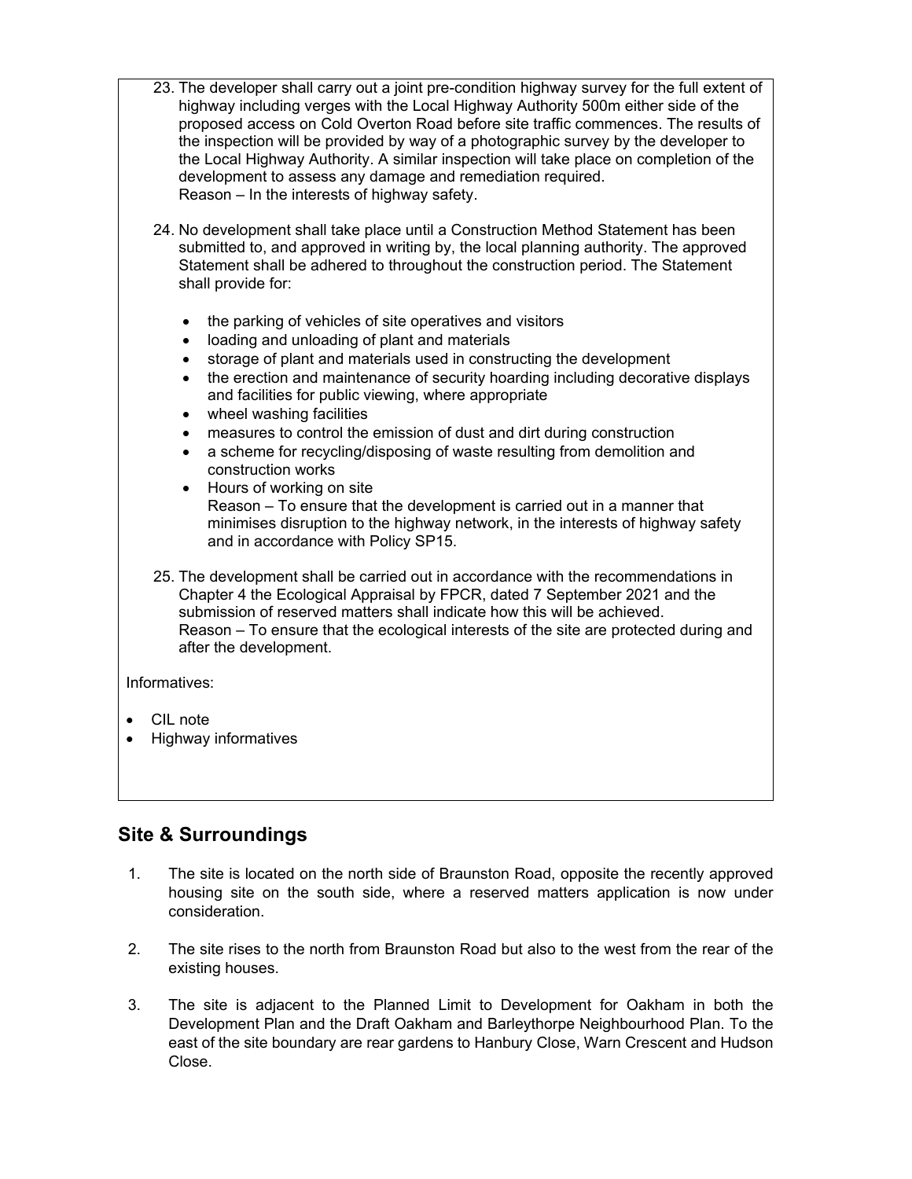23. The developer shall carry out a joint pre-condition highway survey for the full extent of highway including verges with the Local Highway Authority 500m either side of the proposed access on Cold Overton Road before site traffic commences. The results of the inspection will be provided by way of a photographic survey by the developer to the Local Highway Authority. A similar inspection will take place on completion of the development to assess any damage and remediation required.
    Reason – In the interests of highway safety.

24. No development shall take place until a Construction Method Statement has been submitted to, and approved in writing by, the local planning authority. The approved Statement shall be adhered to throughout the construction period. The Statement shall provide for:

    - the parking of vehicles of site operatives and visitors
    - loading and unloading of plant and materials
    - storage of plant and materials used in constructing the development
    - the erection and maintenance of security hoarding including decorative displays and facilities for public viewing, where appropriate
    - wheel washing facilities
    - measures to control the emission of dust and dirt during construction
    - a scheme for recycling/disposing of waste resulting from demolition and construction works
    - Hours of working on site
      Reason – To ensure that the development is carried out in a manner that minimises disruption to the highway network, in the interests of highway safety and in accordance with Policy SP15.

25. The development shall be carried out in accordance with the recommendations in Chapter 4 the Ecological Appraisal by FPCR, dated 7 September 2021 and the submission of reserved matters shall indicate how this will be achieved.
    Reason – To ensure that the ecological interests of the site are protected during and after the development.

Informatives:

- CIL note
- Highway informatives

## Site & Surroundings

1. The site is located on the north side of Braunston Road, opposite the recently approved housing site on the south side, where a reserved matters application is now under consideration.

2. The site rises to the north from Braunston Road but also to the west from the rear of the existing houses.

3. The site is adjacent to the Planned Limit to Development for Oakham in both the Development Plan and the Draft Oakham and Barleythorpe Neighbourhood Plan. To the east of the site boundary are rear gardens to Hanbury Close, Warn Crescent and Hudson Close.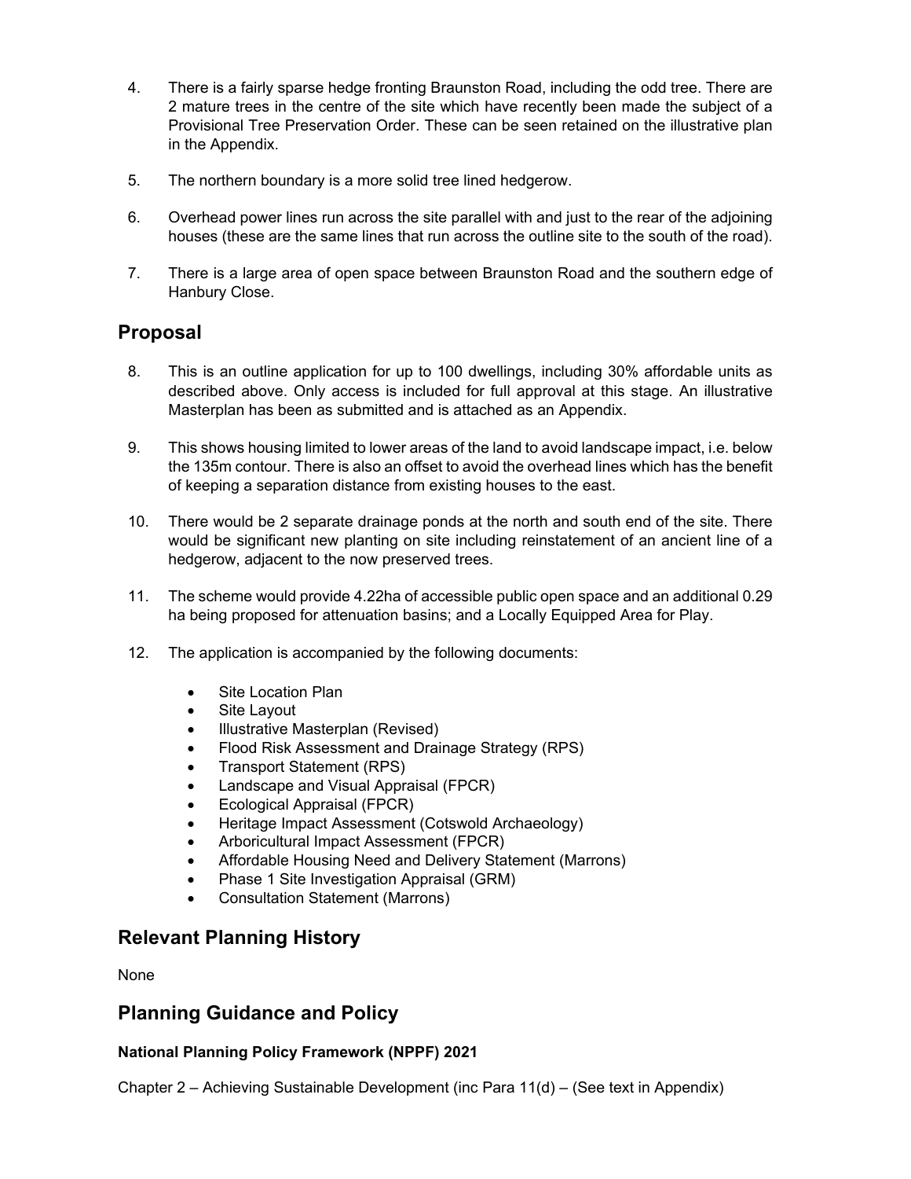4. There is a fairly sparse hedge fronting Braunston Road, including the odd tree. There are 2 mature trees in the centre of the site which have recently been made the subject of a Provisional Tree Preservation Order. These can be seen retained on the illustrative plan in the Appendix.

5. The northern boundary is a more solid tree lined hedgerow.

6. Overhead power lines run across the site parallel with and just to the rear of the adjoining houses (these are the same lines that run across the outline site to the south of the road).

7. There is a large area of open space between Braunston Road and the southern edge of Hanbury Close.

## Proposal

8. This is an outline application for up to 100 dwellings, including 30% affordable units as described above. Only access is included for full approval at this stage. An illustrative Masterplan has been as submitted and is attached as an Appendix.

9. This shows housing limited to lower areas of the land to avoid landscape impact, i.e. below the 135m contour. There is also an offset to avoid the overhead lines which has the benefit of keeping a separation distance from existing houses to the east.

10. There would be 2 separate drainage ponds at the north and south end of the site. There would be significant new planting on site including reinstatement of an ancient line of a hedgerow, adjacent to the now preserved trees.

11. The scheme would provide 4.22ha of accessible public open space and an additional 0.29 ha being proposed for attenuation basins; and a Locally Equipped Area for Play.

12. The application is accompanied by the following documents:

    - Site Location Plan
    - Site Layout
    - Illustrative Masterplan (Revised)
    - Flood Risk Assessment and Drainage Strategy (RPS)
    - Transport Statement (RPS)
    - Landscape and Visual Appraisal (FPCR)
    - Ecological Appraisal (FPCR)
    - Heritage Impact Assessment (Cotswold Archaeology)
    - Arboricultural Impact Assessment (FPCR)
    - Affordable Housing Need and Delivery Statement (Marrons)
    - Phase 1 Site Investigation Appraisal (GRM)
    - Consultation Statement (Marrons)

## Relevant Planning History

None

## Planning Guidance and Policy

### National Planning Policy Framework (NPPF) 2021

Chapter 2 – Achieving Sustainable Development (inc Para 11(d) – (See text in Appendix)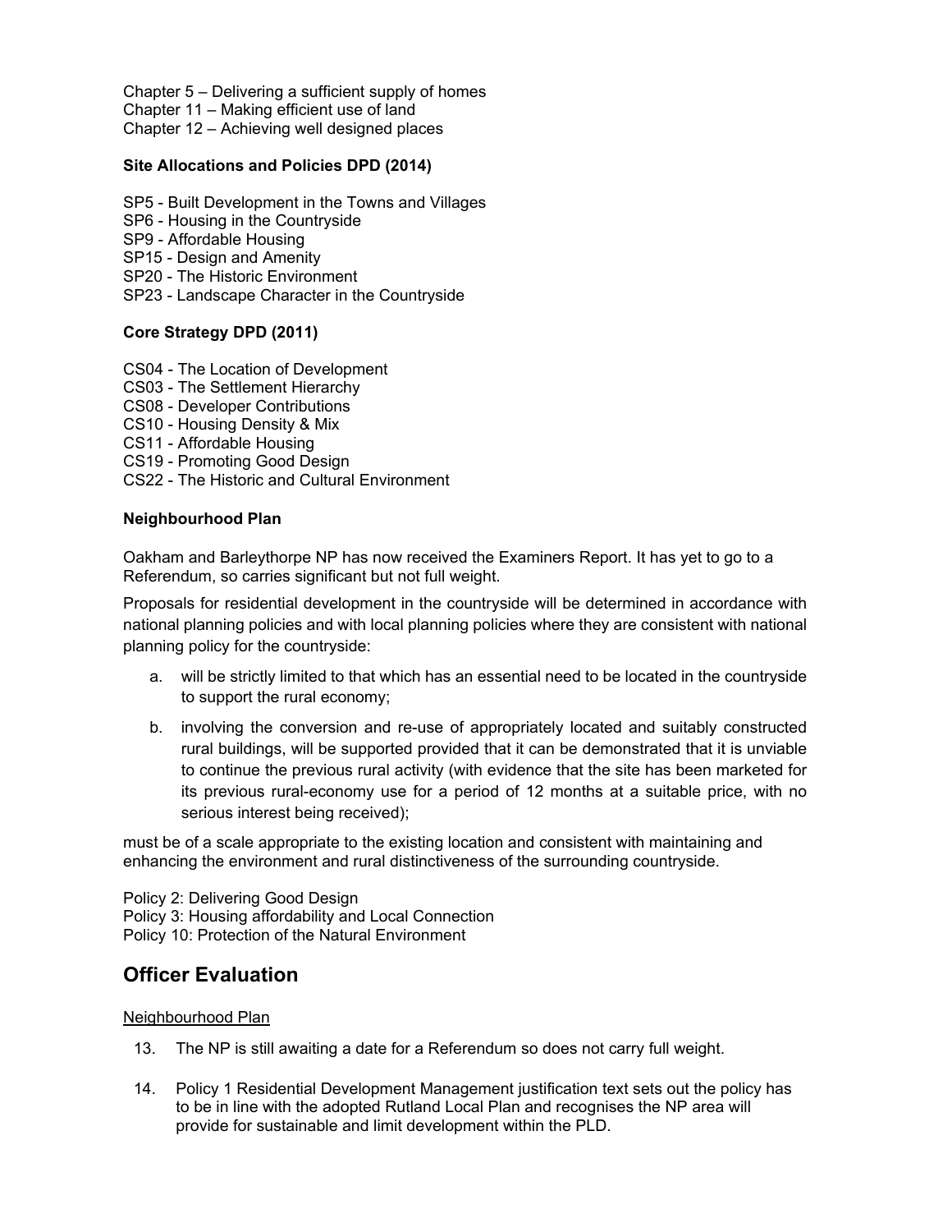Chapter 5 – Delivering a sufficient supply of homes
Chapter 11 – Making efficient use of land
Chapter 12 – Achieving well designed places

**Site Allocations and Policies DPD (2014)**

SP5 - Built Development in the Towns and Villages
SP6 - Housing in the Countryside
SP9 - Affordable Housing
SP15 - Design and Amenity
SP20 - The Historic Environment
SP23 - Landscape Character in the Countryside

**Core Strategy DPD (2011)**

CS04 - The Location of Development
CS03 - The Settlement Hierarchy
CS08 - Developer Contributions
CS10 - Housing Density & Mix
CS11 - Affordable Housing
CS19 - Promoting Good Design
CS22 - The Historic and Cultural Environment

**Neighbourhood Plan**

Oakham and Barleythorpe NP has now received the Examiners Report. It has yet to go to a Referendum, so carries significant but not full weight.

Proposals for residential development in the countryside will be determined in accordance with national planning policies and with local planning policies where they are consistent with national planning policy for the countryside:

a. will be strictly limited to that which has an essential need to be located in the countryside to support the rural economy;

b. involving the conversion and re-use of appropriately located and suitably constructed rural buildings, will be supported provided that it can be demonstrated that it is unviable to continue the previous rural activity (with evidence that the site has been marketed for its previous rural-economy use for a period of 12 months at a suitable price, with no serious interest being received);

must be of a scale appropriate to the existing location and consistent with maintaining and enhancing the environment and rural distinctiveness of the surrounding countryside.

Policy 2: Delivering Good Design
Policy 3: Housing affordability and Local Connection
Policy 10: Protection of the Natural Environment

## Officer Evaluation

Neighbourhood Plan

13. The NP is still awaiting a date for a Referendum so does not carry full weight.

14. Policy 1 Residential Development Management justification text sets out the policy has to be in line with the adopted Rutland Local Plan and recognises the NP area will provide for sustainable and limit development within the PLD.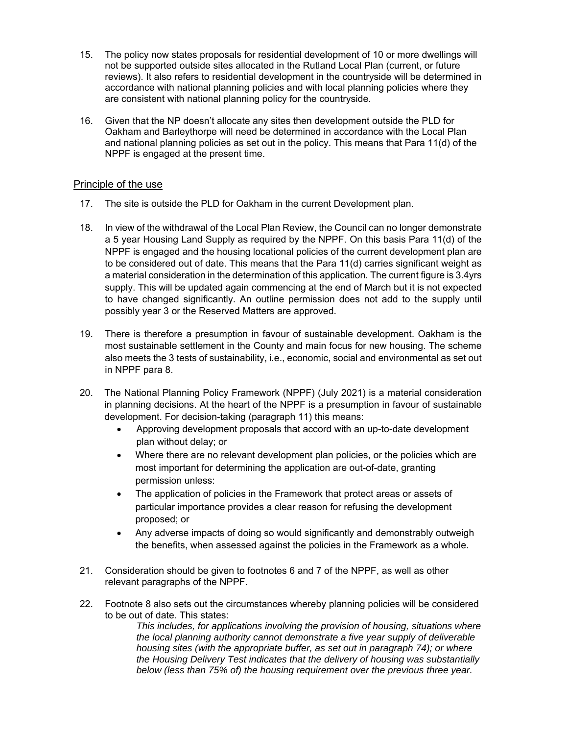15. The policy now states proposals for residential development of 10 or more dwellings will not be supported outside sites allocated in the Rutland Local Plan (current, or future reviews). It also refers to residential development in the countryside will be determined in accordance with national planning policies and with local planning policies where they are consistent with national planning policy for the countryside.

16. Given that the NP doesn't allocate any sites then development outside the PLD for Oakham and Barleythorpe will need be determined in accordance with the Local Plan and national planning policies as set out in the policy. This means that Para 11(d) of the NPPF is engaged at the present time.

## Principle of the use

17. The site is outside the PLD for Oakham in the current Development plan.

18. In view of the withdrawal of the Local Plan Review, the Council can no longer demonstrate a 5 year Housing Land Supply as required by the NPPF. On this basis Para 11(d) of the NPPF is engaged and the housing locational policies of the current development plan are to be considered out of date. This means that the Para 11(d) carries significant weight as a material consideration in the determination of this application. The current figure is 3.4yrs supply. This will be updated again commencing at the end of March but it is not expected to have changed significantly. An outline permission does not add to the supply until possibly year 3 or the Reserved Matters are approved.

19. There is therefore a presumption in favour of sustainable development. Oakham is the most sustainable settlement in the County and main focus for new housing. The scheme also meets the 3 tests of sustainability, i.e., economic, social and environmental as set out in NPPF para 8.

20. The National Planning Policy Framework (NPPF) (July 2021) is a material consideration in planning decisions. At the heart of the NPPF is a presumption in favour of sustainable development. For decision-taking (paragraph 11) this means:
    - Approving development proposals that accord with an up-to-date development plan without delay; or
    - Where there are no relevant development plan policies, or the policies which are most important for determining the application are out-of-date, granting permission unless:
    - The application of policies in the Framework that protect areas or assets of particular importance provides a clear reason for refusing the development proposed; or
    - Any adverse impacts of doing so would significantly and demonstrably outweigh the benefits, when assessed against the policies in the Framework as a whole.

21. Consideration should be given to footnotes 6 and 7 of the NPPF, as well as other relevant paragraphs of the NPPF.

22. Footnote 8 also sets out the circumstances whereby planning policies will be considered to be out of date. This states:

    *This includes, for applications involving the provision of housing, situations where the local planning authority cannot demonstrate a five year supply of deliverable housing sites (with the appropriate buffer, as set out in paragraph 74); or where the Housing Delivery Test indicates that the delivery of housing was substantially below (less than 75% of) the housing requirement over the previous three year.*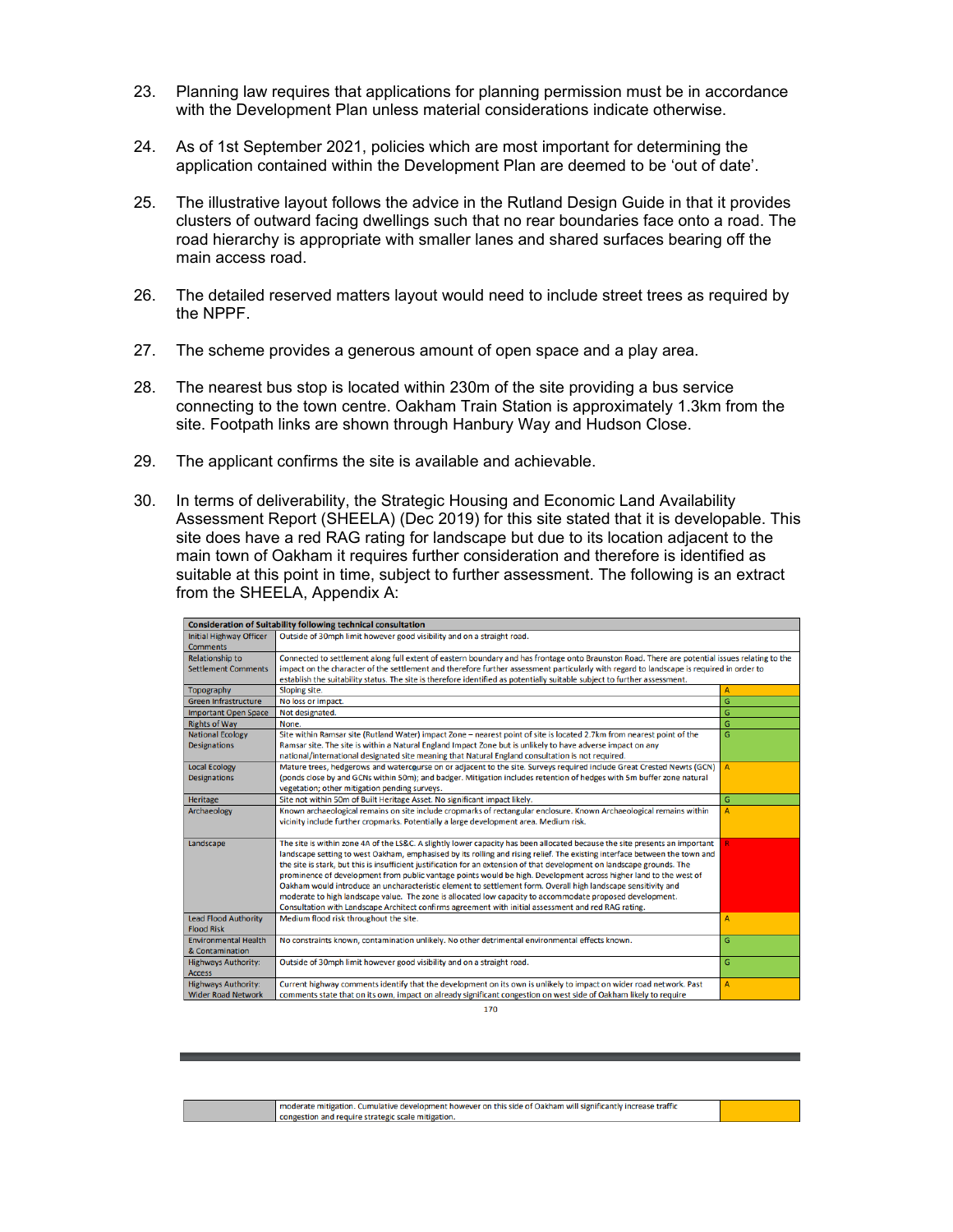23. Planning law requires that applications for planning permission must be in accordance with the Development Plan unless material considerations indicate otherwise.

24. As of 1st September 2021, policies which are most important for determining the application contained within the Development Plan are deemed to be 'out of date'.

25. The illustrative layout follows the advice in the Rutland Design Guide in that it provides clusters of outward facing dwellings such that no rear boundaries face onto a road. The road hierarchy is appropriate with smaller lanes and shared surfaces bearing off the main access road.

26. The detailed reserved matters layout would need to include street trees as required by the NPPF.

27. The scheme provides a generous amount of open space and a play area.

28. The nearest bus stop is located within 230m of the site providing a bus service connecting to the town centre. Oakham Train Station is approximately 1.3km from the site. Footpath links are shown through Hanbury Way and Hudson Close.

29. The applicant confirms the site is available and achievable.

30. In terms of deliverability, the Strategic Housing and Economic Land Availability Assessment Report (SHEELA) (Dec 2019) for this site stated that it is developable. This site does have a red RAG rating for landscape but due to its location adjacent to the main town of Oakham it requires further consideration and therefore is identified as suitable at this point in time, subject to further assessment. The following is an extract from the SHEELA, Appendix A:

| Consideration of Suitability following technical consultation | | |
|---|---|---|
| Initial Highway Officer Comments | Outside of 30mph limit however good visibility and on a straight road. | |
| Relationship to Settlement Comments | Connected to settlement along full extent of eastern boundary and has frontage onto Braunston Road. There are potential issues relating to the impact on the character of the settlement and therefore further assessment particularly with regard to landscape is required in order to establish the suitability status. The site is therefore identified as potentially suitable subject to further assessment. | |
| Topography | Sloping site. | A |
| Green Infrastructure | No loss or impact. | G |
| Important Open Space | Not designated. | G |
| Rights of Way | None. | G |
| National Ecology Designations | Site within Ramsar site (Rutland Water) impact Zone – nearest point of site is located 2.7km from nearest point of the Ramsar site. The site is within a Natural England Impact Zone but is unlikely to have adverse impact on any national/international designated site meaning that Natural England consultation is not required. | G |
| Local Ecology Designations | Mature trees, hedgerows and watercourse on or adjacent to the site. Surveys required include Great Crested Newts (GCN) (ponds close by and GCNs within 50m); and badger. Mitigation includes retention of hedges with 5m buffer zone natural vegetation; other mitigation pending surveys. | A |
| Heritage | Site not within 50m of Built Heritage Asset. No significant impact likely. | G |
| Archaeology | Known archaeological remains on site include cropmarks of rectangular enclosure. Known Archaeological remains within vicinity include further cropmarks. Potentially a large development area. Medium risk. | A |
| Landscape | The site is within zone 4A of the LS&C. A slightly lower capacity has been allocated because the site presents an important landscape setting to west Oakham, emphasised by its rolling and rising relief. The existing interface between the town and the site is stark, but this is insufficient justification for an extension of that development on landscape grounds. The prominence of development from public vantage points would be high. Development across higher land to the west of Oakham would introduce an uncharacteristic element to settlement form. Overall high landscape sensitivity and moderate to high landscape value. The zone is allocated low capacity to accommodate proposed development. Consultation with Landscape Architect confirms agreement with initial assessment and red RAG rating. | R |
| Lead Flood Authority Flood Risk | Medium flood risk throughout the site. | A |
| Environmental Health & Contamination | No constraints known, contamination unlikely. No other detrimental environmental effects known. | G |
| Highways Authority: Access | Outside of 30mph limit however good visibility and on a straight road. | G |
| Highways Authority: Wider Road Network | Current highway comments identify that the development on its own is unlikely to impact on wider road network. Past comments state that on its own, impact on already significant congestion on west side of Oakham likely to require moderate mitigation. Cumulative development however on this side of Oakham will significantly increase traffic congestion and require strategic scale mitigation. | A |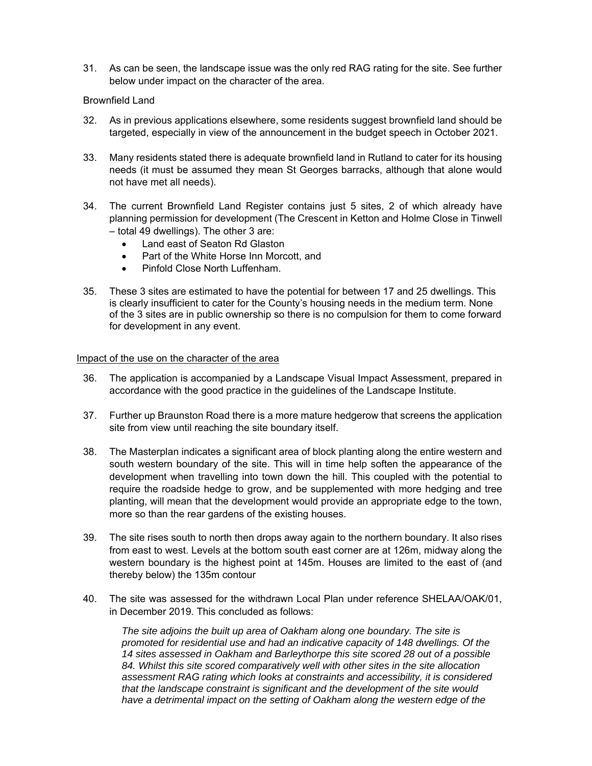31. As can be seen, the landscape issue was the only red RAG rating for the site. See further below under impact on the character of the area.

Brownfield Land

32. As in previous applications elsewhere, some residents suggest brownfield land should be targeted, especially in view of the announcement in the budget speech in October 2021.

33. Many residents stated there is adequate brownfield land in Rutland to cater for its housing needs (it must be assumed they mean St Georges barracks, although that alone would not have met all needs).

34. The current Brownfield Land Register contains just 5 sites, 2 of which already have planning permission for development (The Crescent in Ketton and Holme Close in Tinwell – total 49 dwellings). The other 3 are:
    - Land east of Seaton Rd Glaston
    - Part of the White Horse Inn Morcott, and
    - Pinfold Close North Luffenham.

35. These 3 sites are estimated to have the potential for between 17 and 25 dwellings. This is clearly insufficient to cater for the County's housing needs in the medium term. None of the 3 sites are in public ownership so there is no compulsion for them to come forward for development in any event.

Impact of the use on the character of the area

36. The application is accompanied by a Landscape Visual Impact Assessment, prepared in accordance with the good practice in the guidelines of the Landscape Institute.

37. Further up Braunston Road there is a more mature hedgerow that screens the application site from view until reaching the site boundary itself.

38. The Masterplan indicates a significant area of block planting along the entire western and south western boundary of the site. This will in time help soften the appearance of the development when travelling into town down the hill. This coupled with the potential to require the roadside hedge to grow, and be supplemented with more hedging and tree planting, will mean that the development would provide an appropriate edge to the town, more so than the rear gardens of the existing houses.

39. The site rises south to north then drops away again to the northern boundary. It also rises from east to west. Levels at the bottom south east corner are at 126m, midway along the western boundary is the highest point at 145m. Houses are limited to the east of (and thereby below) the 135m contour

40. The site was assessed for the withdrawn Local Plan under reference SHELAA/OAK/01, in December 2019. This concluded as follows:

    *The site adjoins the built up area of Oakham along one boundary. The site is promoted for residential use and had an indicative capacity of 148 dwellings. Of the 14 sites assessed in Oakham and Barleythorpe this site scored 28 out of a possible 84. Whilst this site scored comparatively well with other sites in the site allocation assessment RAG rating which looks at constraints and accessibility, it is considered that the landscape constraint is significant and the development of the site would have a detrimental impact on the setting of Oakham along the western edge of the*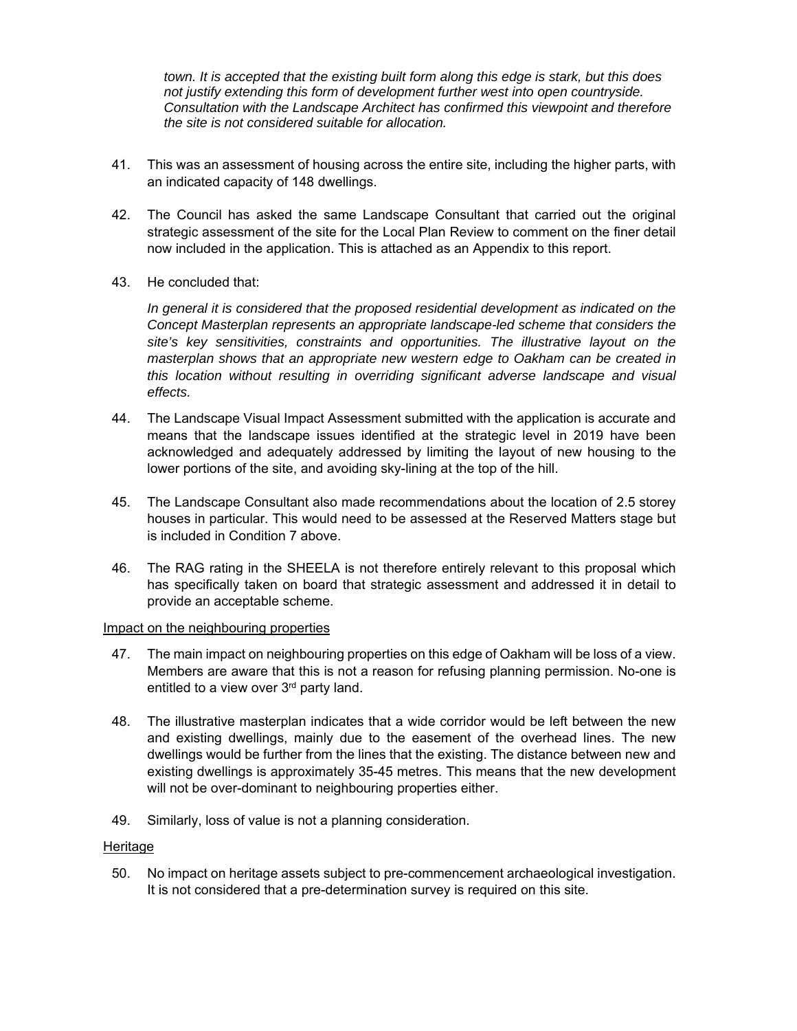*town. It is accepted that the existing built form along this edge is stark, but this does not justify extending this form of development further west into open countryside. Consultation with the Landscape Architect has confirmed this viewpoint and therefore the site is not considered suitable for allocation.*

41. This was an assessment of housing across the entire site, including the higher parts, with an indicated capacity of 148 dwellings.

42. The Council has asked the same Landscape Consultant that carried out the original strategic assessment of the site for the Local Plan Review to comment on the finer detail now included in the application. This is attached as an Appendix to this report.

43. He concluded that:

    *In general it is considered that the proposed residential development as indicated on the Concept Masterplan represents an appropriate landscape-led scheme that considers the site's key sensitivities, constraints and opportunities. The illustrative layout on the masterplan shows that an appropriate new western edge to Oakham can be created in this location without resulting in overriding significant adverse landscape and visual effects.*

44. The Landscape Visual Impact Assessment submitted with the application is accurate and means that the landscape issues identified at the strategic level in 2019 have been acknowledged and adequately addressed by limiting the layout of new housing to the lower portions of the site, and avoiding sky-lining at the top of the hill.

45. The Landscape Consultant also made recommendations about the location of 2.5 storey houses in particular. This would need to be assessed at the Reserved Matters stage but is included in Condition 7 above.

46. The RAG rating in the SHEELA is not therefore entirely relevant to this proposal which has specifically taken on board that strategic assessment and addressed it in detail to provide an acceptable scheme.

<u>Impact on the neighbouring properties</u>

47. The main impact on neighbouring properties on this edge of Oakham will be loss of a view. Members are aware that this is not a reason for refusing planning permission. No-one is entitled to a view over 3rd party land.

48. The illustrative masterplan indicates that a wide corridor would be left between the new and existing dwellings, mainly due to the easement of the overhead lines. The new dwellings would be further from the lines that the existing. The distance between new and existing dwellings is approximately 35-45 metres. This means that the new development will not be over-dominant to neighbouring properties either.

49. Similarly, loss of value is not a planning consideration.

<u>Heritage</u>

50. No impact on heritage assets subject to pre-commencement archaeological investigation. It is not considered that a pre-determination survey is required on this site.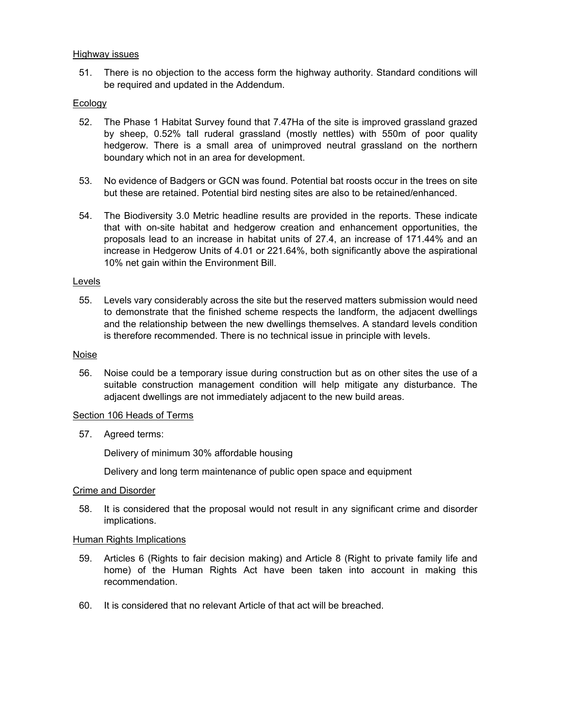<u>Highway issues</u>

51. There is no objection to the access form the highway authority. Standard conditions will be required and updated in the Addendum.

<u>Ecology</u>

52. The Phase 1 Habitat Survey found that 7.47Ha of the site is improved grassland grazed by sheep, 0.52% tall ruderal grassland (mostly nettles) with 550m of poor quality hedgerow. There is a small area of unimproved neutral grassland on the northern boundary which not in an area for development.

53. No evidence of Badgers or GCN was found. Potential bat roosts occur in the trees on site but these are retained. Potential bird nesting sites are also to be retained/enhanced.

54. The Biodiversity 3.0 Metric headline results are provided in the reports. These indicate that with on-site habitat and hedgerow creation and enhancement opportunities, the proposals lead to an increase in habitat units of 27.4, an increase of 171.44% and an increase in Hedgerow Units of 4.01 or 221.64%, both significantly above the aspirational 10% net gain within the Environment Bill.

<u>Levels</u>

55. Levels vary considerably across the site but the reserved matters submission would need to demonstrate that the finished scheme respects the landform, the adjacent dwellings and the relationship between the new dwellings themselves. A standard levels condition is therefore recommended. There is no technical issue in principle with levels.

<u>Noise</u>

56. Noise could be a temporary issue during construction but as on other sites the use of a suitable construction management condition will help mitigate any disturbance. The adjacent dwellings are not immediately adjacent to the new build areas.

<u>Section 106 Heads of Terms</u>

57. Agreed terms:

    Delivery of minimum 30% affordable housing

    Delivery and long term maintenance of public open space and equipment

<u>Crime and Disorder</u>

58. It is considered that the proposal would not result in any significant crime and disorder implications.

<u>Human Rights Implications</u>

59. Articles 6 (Rights to fair decision making) and Article 8 (Right to private family life and home) of the Human Rights Act have been taken into account in making this recommendation.

60. It is considered that no relevant Article of that act will be breached.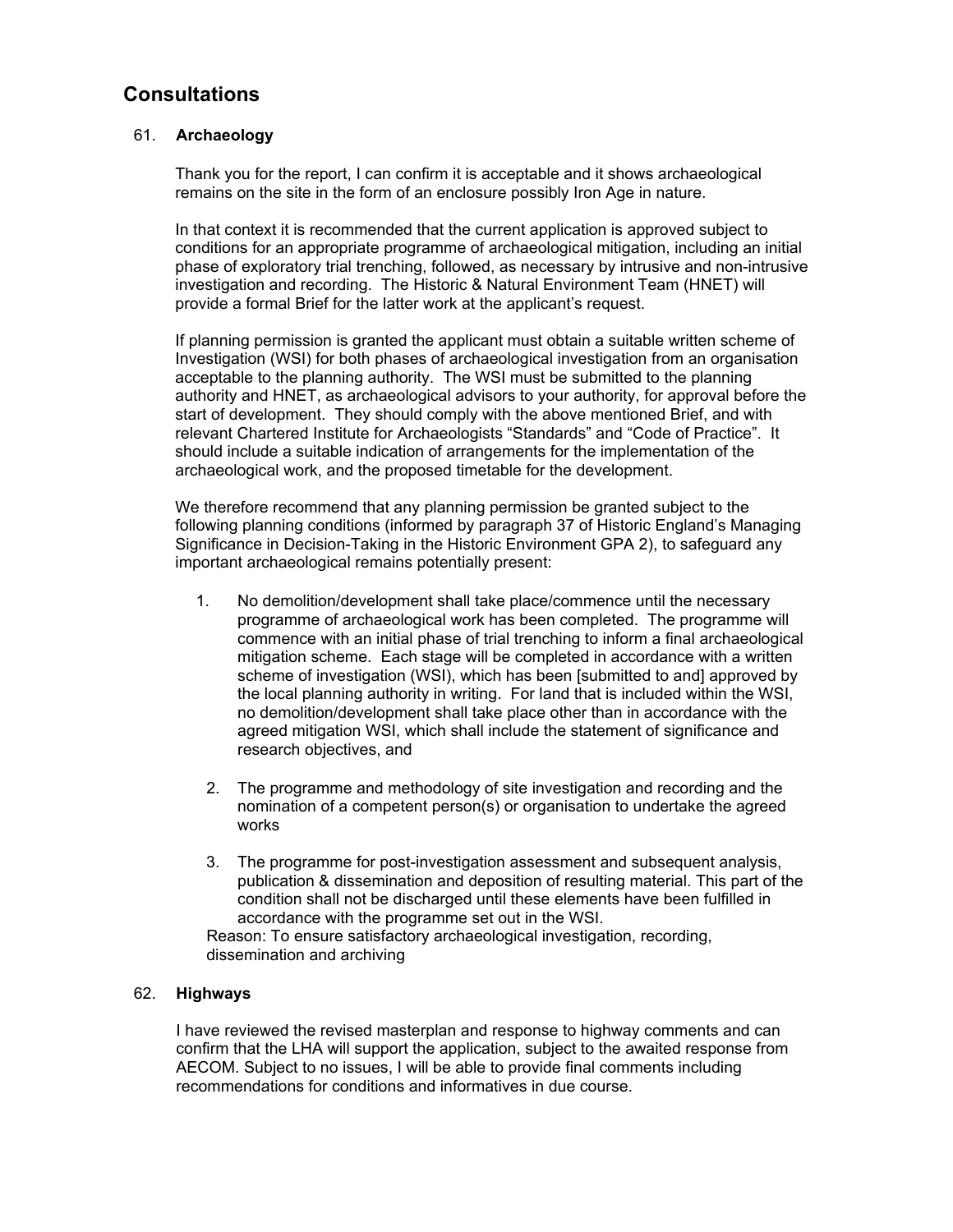## Consultations

61. **Archaeology**

Thank you for the report, I can confirm it is acceptable and it shows archaeological remains on the site in the form of an enclosure possibly Iron Age in nature.

In that context it is recommended that the current application is approved subject to conditions for an appropriate programme of archaeological mitigation, including an initial phase of exploratory trial trenching, followed, as necessary by intrusive and non-intrusive investigation and recording. The Historic & Natural Environment Team (HNET) will provide a formal Brief for the latter work at the applicant's request.

If planning permission is granted the applicant must obtain a suitable written scheme of Investigation (WSI) for both phases of archaeological investigation from an organisation acceptable to the planning authority. The WSI must be submitted to the planning authority and HNET, as archaeological advisors to your authority, for approval before the start of development. They should comply with the above mentioned Brief, and with relevant Chartered Institute for Archaeologists "Standards" and "Code of Practice". It should include a suitable indication of arrangements for the implementation of the archaeological work, and the proposed timetable for the development.

We therefore recommend that any planning permission be granted subject to the following planning conditions (informed by paragraph 37 of Historic England's Managing Significance in Decision-Taking in the Historic Environment GPA 2), to safeguard any important archaeological remains potentially present:

1. No demolition/development shall take place/commence until the necessary programme of archaeological work has been completed. The programme will commence with an initial phase of trial trenching to inform a final archaeological mitigation scheme. Each stage will be completed in accordance with a written scheme of investigation (WSI), which has been [submitted to and] approved by the local planning authority in writing. For land that is included within the WSI, no demolition/development shall take place other than in accordance with the agreed mitigation WSI, which shall include the statement of significance and research objectives, and

2. The programme and methodology of site investigation and recording and the nomination of a competent person(s) or organisation to undertake the agreed works

3. The programme for post-investigation assessment and subsequent analysis, publication & dissemination and deposition of resulting material. This part of the condition shall not be discharged until these elements have been fulfilled in accordance with the programme set out in the WSI.

Reason: To ensure satisfactory archaeological investigation, recording, dissemination and archiving

62. **Highways**

I have reviewed the revised masterplan and response to highway comments and can confirm that the LHA will support the application, subject to the awaited response from AECOM. Subject to no issues, I will be able to provide final comments including recommendations for conditions and informatives in due course.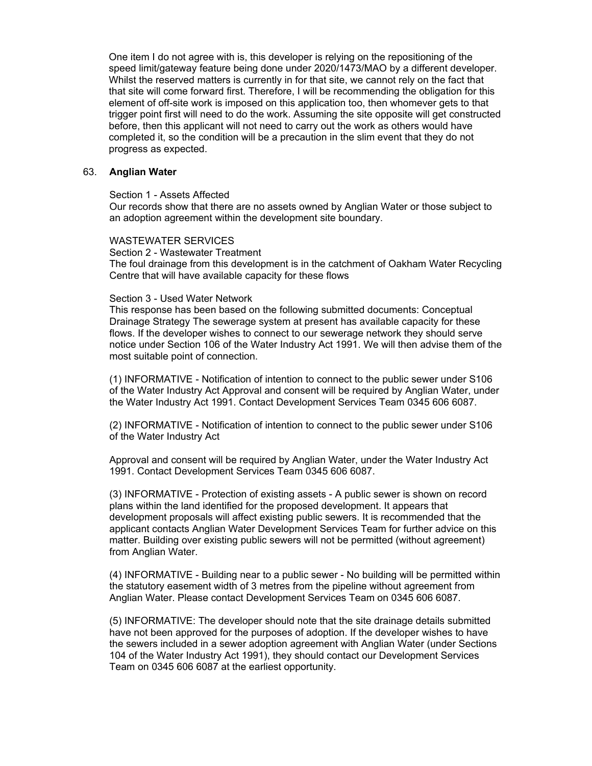One item I do not agree with is, this developer is relying on the repositioning of the speed limit/gateway feature being done under 2020/1473/MAO by a different developer. Whilst the reserved matters is currently in for that site, we cannot rely on the fact that that site will come forward first. Therefore, I will be recommending the obligation for this element of off-site work is imposed on this application too, then whomever gets to that trigger point first will need to do the work. Assuming the site opposite will get constructed before, then this applicant will not need to carry out the work as others would have completed it, so the condition will be a precaution in the slim event that they do not progress as expected.

63. **Anglian Water**

Section 1 - Assets Affected
Our records show that there are no assets owned by Anglian Water or those subject to an adoption agreement within the development site boundary.

WASTEWATER SERVICES
Section 2 - Wastewater Treatment
The foul drainage from this development is in the catchment of Oakham Water Recycling Centre that will have available capacity for these flows

Section 3 - Used Water Network
This response has been based on the following submitted documents: Conceptual Drainage Strategy The sewerage system at present has available capacity for these flows. If the developer wishes to connect to our sewerage network they should serve notice under Section 106 of the Water Industry Act 1991. We will then advise them of the most suitable point of connection.

(1) INFORMATIVE - Notification of intention to connect to the public sewer under S106 of the Water Industry Act Approval and consent will be required by Anglian Water, under the Water Industry Act 1991. Contact Development Services Team 0345 606 6087.

(2) INFORMATIVE - Notification of intention to connect to the public sewer under S106 of the Water Industry Act

Approval and consent will be required by Anglian Water, under the Water Industry Act 1991. Contact Development Services Team 0345 606 6087.

(3) INFORMATIVE - Protection of existing assets - A public sewer is shown on record plans within the land identified for the proposed development. It appears that development proposals will affect existing public sewers. It is recommended that the applicant contacts Anglian Water Development Services Team for further advice on this matter. Building over existing public sewers will not be permitted (without agreement) from Anglian Water.

(4) INFORMATIVE - Building near to a public sewer - No building will be permitted within the statutory easement width of 3 metres from the pipeline without agreement from Anglian Water. Please contact Development Services Team on 0345 606 6087.

(5) INFORMATIVE: The developer should note that the site drainage details submitted have not been approved for the purposes of adoption. If the developer wishes to have the sewers included in a sewer adoption agreement with Anglian Water (under Sections 104 of the Water Industry Act 1991), they should contact our Development Services Team on 0345 606 6087 at the earliest opportunity.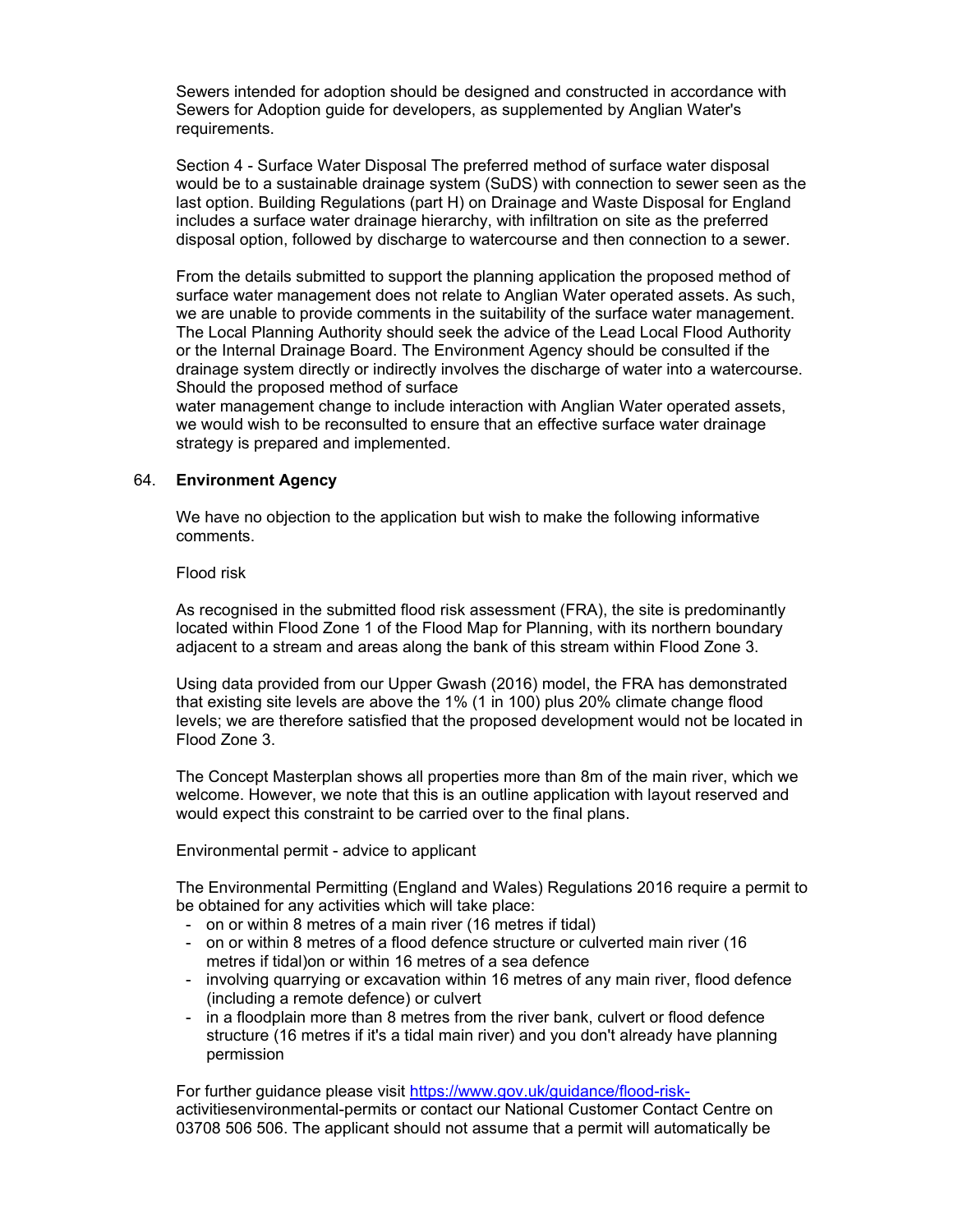Sewers intended for adoption should be designed and constructed in accordance with Sewers for Adoption guide for developers, as supplemented by Anglian Water's requirements.

Section 4 - Surface Water Disposal The preferred method of surface water disposal would be to a sustainable drainage system (SuDS) with connection to sewer seen as the last option. Building Regulations (part H) on Drainage and Waste Disposal for England includes a surface water drainage hierarchy, with infiltration on site as the preferred disposal option, followed by discharge to watercourse and then connection to a sewer.

From the details submitted to support the planning application the proposed method of surface water management does not relate to Anglian Water operated assets. As such, we are unable to provide comments in the suitability of the surface water management. The Local Planning Authority should seek the advice of the Lead Local Flood Authority or the Internal Drainage Board. The Environment Agency should be consulted if the drainage system directly or indirectly involves the discharge of water into a watercourse. Should the proposed method of surface
water management change to include interaction with Anglian Water operated assets, we would wish to be reconsulted to ensure that an effective surface water drainage strategy is prepared and implemented.

64. **Environment Agency**

We have no objection to the application but wish to make the following informative comments.

Flood risk

As recognised in the submitted flood risk assessment (FRA), the site is predominantly located within Flood Zone 1 of the Flood Map for Planning, with its northern boundary adjacent to a stream and areas along the bank of this stream within Flood Zone 3.

Using data provided from our Upper Gwash (2016) model, the FRA has demonstrated that existing site levels are above the 1% (1 in 100) plus 20% climate change flood levels; we are therefore satisfied that the proposed development would not be located in Flood Zone 3.

The Concept Masterplan shows all properties more than 8m of the main river, which we welcome. However, we note that this is an outline application with layout reserved and would expect this constraint to be carried over to the final plans.

Environmental permit - advice to applicant

The Environmental Permitting (England and Wales) Regulations 2016 require a permit to be obtained for any activities which will take place:

- on or within 8 metres of a main river (16 metres if tidal)
- on or within 8 metres of a flood defence structure or culverted main river (16 metres if tidal)on or within 16 metres of a sea defence
- involving quarrying or excavation within 16 metres of any main river, flood defence (including a remote defence) or culvert
- in a floodplain more than 8 metres from the river bank, culvert or flood defence structure (16 metres if it's a tidal main river) and you don't already have planning permission

For further guidance please visit https://www.gov.uk/guidance/flood-risk-activitiesenvironmental-permits or contact our National Customer Contact Centre on 03708 506 506. The applicant should not assume that a permit will automatically be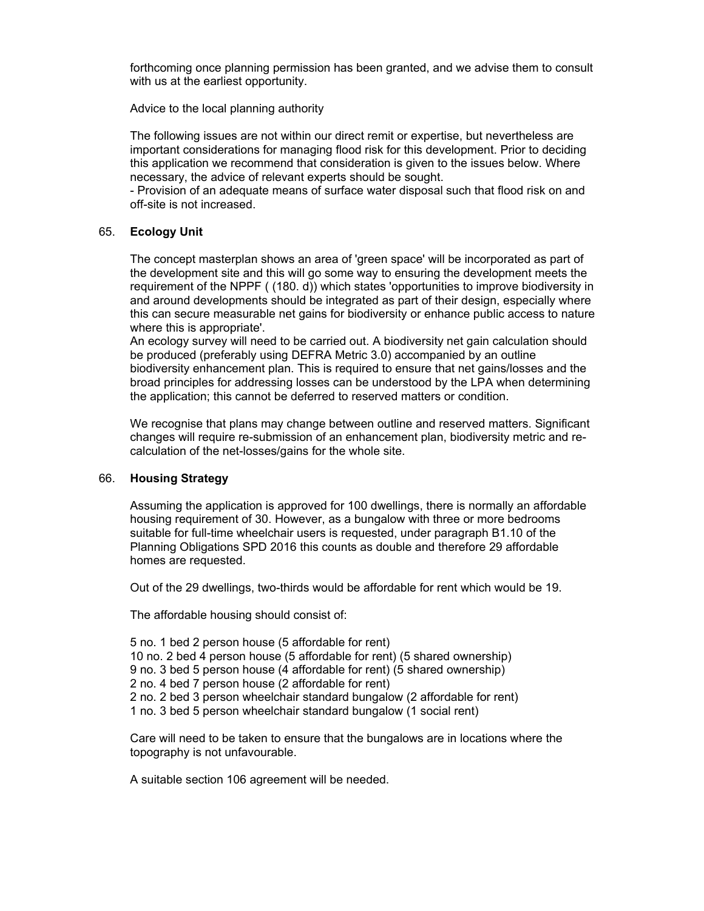forthcoming once planning permission has been granted, and we advise them to consult with us at the earliest opportunity.

Advice to the local planning authority

The following issues are not within our direct remit or expertise, but nevertheless are important considerations for managing flood risk for this development. Prior to deciding this application we recommend that consideration is given to the issues below. Where necessary, the advice of relevant experts should be sought.
- Provision of an adequate means of surface water disposal such that flood risk on and off-site is not increased.

65. **Ecology Unit**

The concept masterplan shows an area of 'green space' will be incorporated as part of the development site and this will go some way to ensuring the development meets the requirement of the NPPF ( (180. d)) which states 'opportunities to improve biodiversity in and around developments should be integrated as part of their design, especially where this can secure measurable net gains for biodiversity or enhance public access to nature where this is appropriate'.
An ecology survey will need to be carried out. A biodiversity net gain calculation should be produced (preferably using DEFRA Metric 3.0) accompanied by an outline biodiversity enhancement plan. This is required to ensure that net gains/losses and the broad principles for addressing losses can be understood by the LPA when determining the application; this cannot be deferred to reserved matters or condition.

We recognise that plans may change between outline and reserved matters. Significant changes will require re-submission of an enhancement plan, biodiversity metric and re-calculation of the net-losses/gains for the whole site.

66. **Housing Strategy**

Assuming the application is approved for 100 dwellings, there is normally an affordable housing requirement of 30. However, as a bungalow with three or more bedrooms suitable for full-time wheelchair users is requested, under paragraph B1.10 of the Planning Obligations SPD 2016 this counts as double and therefore 29 affordable homes are requested.

Out of the 29 dwellings, two-thirds would be affordable for rent which would be 19.

The affordable housing should consist of:

5 no. 1 bed 2 person house (5 affordable for rent)
10 no. 2 bed 4 person house (5 affordable for rent) (5 shared ownership)
9 no. 3 bed 5 person house (4 affordable for rent) (5 shared ownership)
2 no. 4 bed 7 person house (2 affordable for rent)
2 no. 2 bed 3 person wheelchair standard bungalow (2 affordable for rent)
1 no. 3 bed 5 person wheelchair standard bungalow (1 social rent)

Care will need to be taken to ensure that the bungalows are in locations where the topography is not unfavourable.

A suitable section 106 agreement will be needed.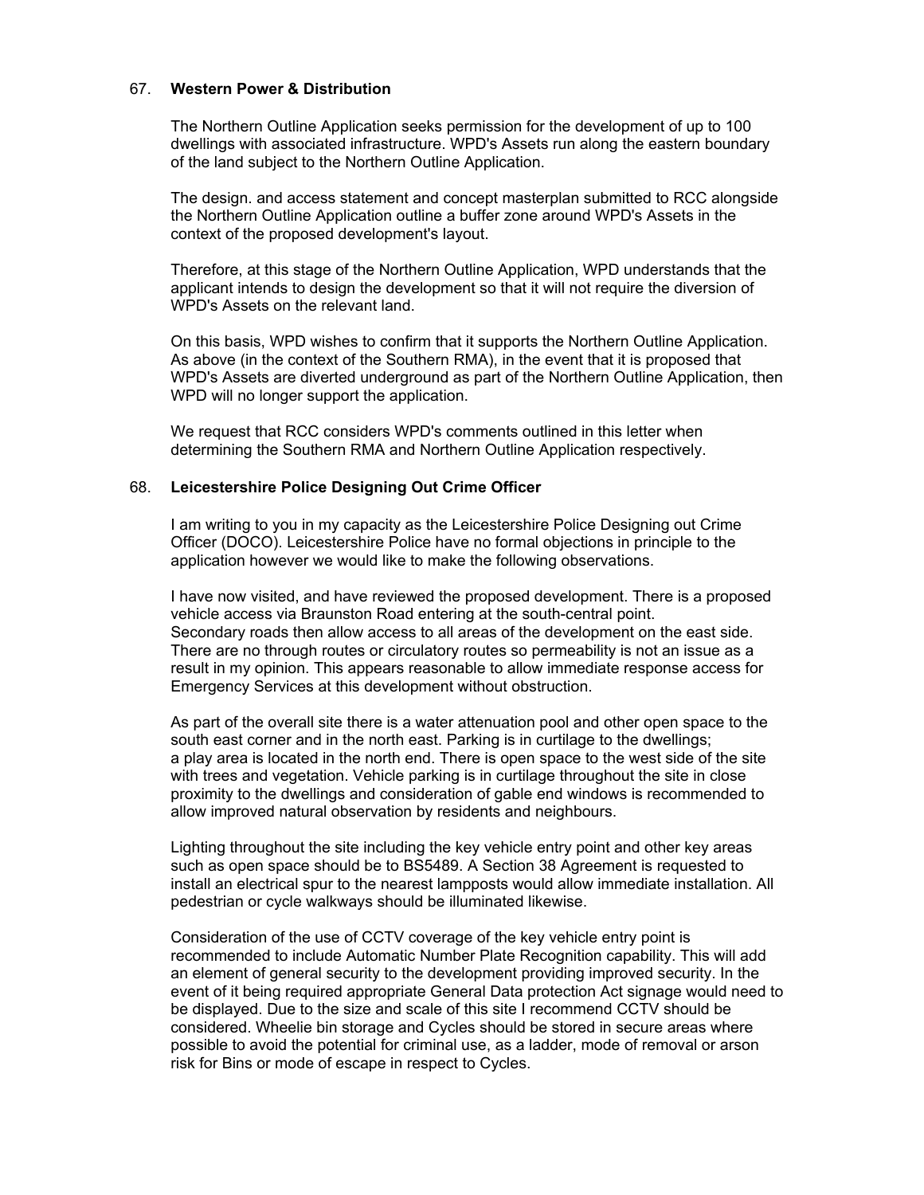67. **Western Power & Distribution**

The Northern Outline Application seeks permission for the development of up to 100 dwellings with associated infrastructure. WPD's Assets run along the eastern boundary of the land subject to the Northern Outline Application.

The design. and access statement and concept masterplan submitted to RCC alongside the Northern Outline Application outline a buffer zone around WPD's Assets in the context of the proposed development's layout.

Therefore, at this stage of the Northern Outline Application, WPD understands that the applicant intends to design the development so that it will not require the diversion of WPD's Assets on the relevant land.

On this basis, WPD wishes to confirm that it supports the Northern Outline Application. As above (in the context of the Southern RMA), in the event that it is proposed that WPD's Assets are diverted underground as part of the Northern Outline Application, then WPD will no longer support the application.

We request that RCC considers WPD's comments outlined in this letter when determining the Southern RMA and Northern Outline Application respectively.

68. **Leicestershire Police Designing Out Crime Officer**

I am writing to you in my capacity as the Leicestershire Police Designing out Crime Officer (DOCO). Leicestershire Police have no formal objections in principle to the application however we would like to make the following observations.

I have now visited, and have reviewed the proposed development. There is a proposed vehicle access via Braunston Road entering at the south-central point. Secondary roads then allow access to all areas of the development on the east side. There are no through routes or circulatory routes so permeability is not an issue as a result in my opinion. This appears reasonable to allow immediate response access for Emergency Services at this development without obstruction.

As part of the overall site there is a water attenuation pool and other open space to the south east corner and in the north east. Parking is in curtilage to the dwellings; a play area is located in the north end. There is open space to the west side of the site with trees and vegetation. Vehicle parking is in curtilage throughout the site in close proximity to the dwellings and consideration of gable end windows is recommended to allow improved natural observation by residents and neighbours.

Lighting throughout the site including the key vehicle entry point and other key areas such as open space should be to BS5489. A Section 38 Agreement is requested to install an electrical spur to the nearest lampposts would allow immediate installation. All pedestrian or cycle walkways should be illuminated likewise.

Consideration of the use of CCTV coverage of the key vehicle entry point is recommended to include Automatic Number Plate Recognition capability. This will add an element of general security to the development providing improved security. In the event of it being required appropriate General Data protection Act signage would need to be displayed. Due to the size and scale of this site I recommend CCTV should be considered. Wheelie bin storage and Cycles should be stored in secure areas where possible to avoid the potential for criminal use, as a ladder, mode of removal or arson risk for Bins or mode of escape in respect to Cycles.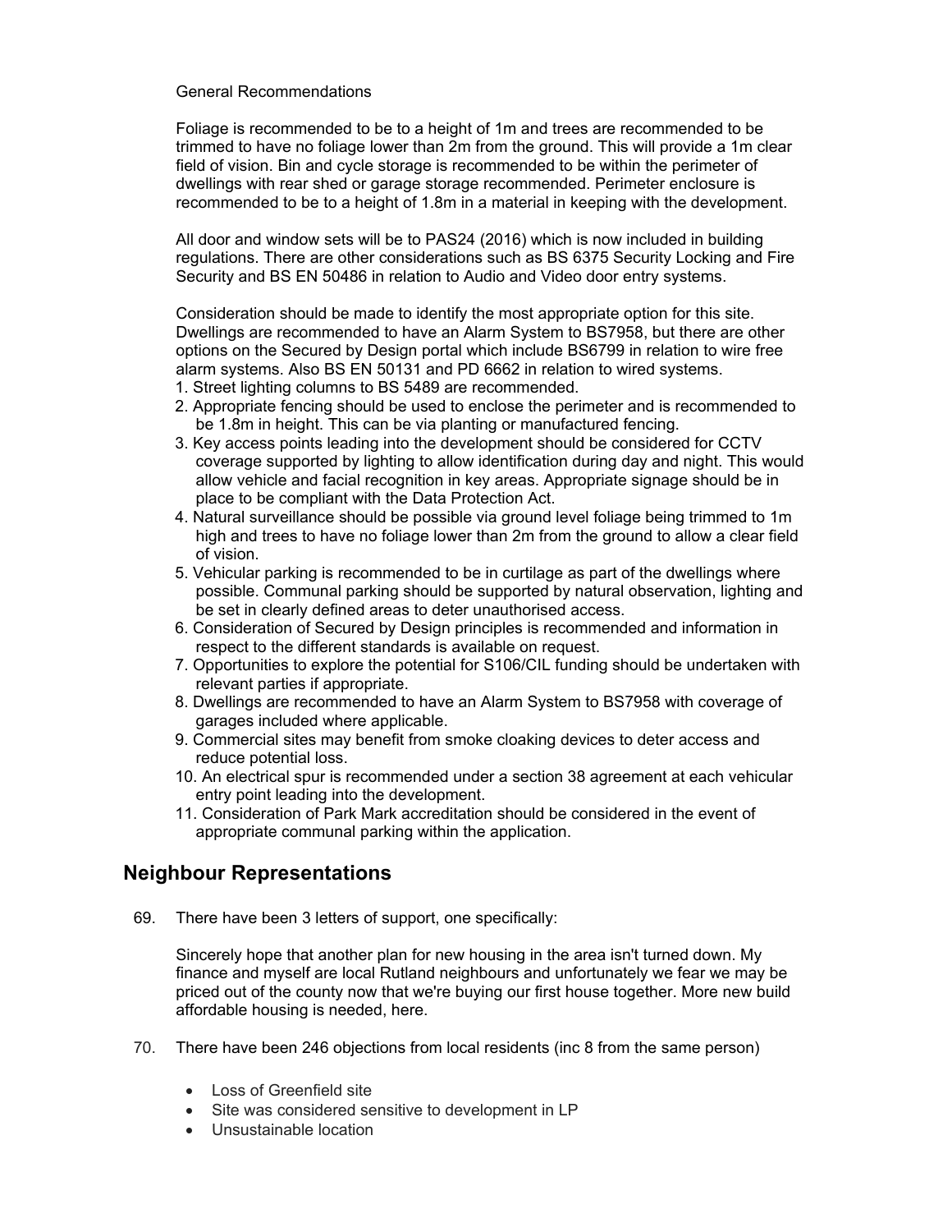General Recommendations

Foliage is recommended to be to a height of 1m and trees are recommended to be trimmed to have no foliage lower than 2m from the ground. This will provide a 1m clear field of vision. Bin and cycle storage is recommended to be within the perimeter of dwellings with rear shed or garage storage recommended. Perimeter enclosure is recommended to be to a height of 1.8m in a material in keeping with the development.

All door and window sets will be to PAS24 (2016) which is now included in building regulations. There are other considerations such as BS 6375 Security Locking and Fire Security and BS EN 50486 in relation to Audio and Video door entry systems.

Consideration should be made to identify the most appropriate option for this site. Dwellings are recommended to have an Alarm System to BS7958, but there are other options on the Secured by Design portal which include BS6799 in relation to wire free alarm systems. Also BS EN 50131 and PD 6662 in relation to wired systems.

1. Street lighting columns to BS 5489 are recommended.
2. Appropriate fencing should be used to enclose the perimeter and is recommended to be 1.8m in height. This can be via planting or manufactured fencing.
3. Key access points leading into the development should be considered for CCTV coverage supported by lighting to allow identification during day and night. This would allow vehicle and facial recognition in key areas. Appropriate signage should be in place to be compliant with the Data Protection Act.
4. Natural surveillance should be possible via ground level foliage being trimmed to 1m high and trees to have no foliage lower than 2m from the ground to allow a clear field of vision.
5. Vehicular parking is recommended to be in curtilage as part of the dwellings where possible. Communal parking should be supported by natural observation, lighting and be set in clearly defined areas to deter unauthorised access.
6. Consideration of Secured by Design principles is recommended and information in respect to the different standards is available on request.
7. Opportunities to explore the potential for S106/CIL funding should be undertaken with relevant parties if appropriate.
8. Dwellings are recommended to have an Alarm System to BS7958 with coverage of garages included where applicable.
9. Commercial sites may benefit from smoke cloaking devices to deter access and reduce potential loss.
10. An electrical spur is recommended under a section 38 agreement at each vehicular entry point leading into the development.
11. Consideration of Park Mark accreditation should be considered in the event of appropriate communal parking within the application.

## Neighbour Representations

69. There have been 3 letters of support, one specifically:

    Sincerely hope that another plan for new housing in the area isn't turned down. My finance and myself are local Rutland neighbours and unfortunately we fear we may be priced out of the county now that we're buying our first house together. More new build affordable housing is needed, here.

70. There have been 246 objections from local residents (inc 8 from the same person)

    - Loss of Greenfield site
    - Site was considered sensitive to development in LP
    - Unsustainable location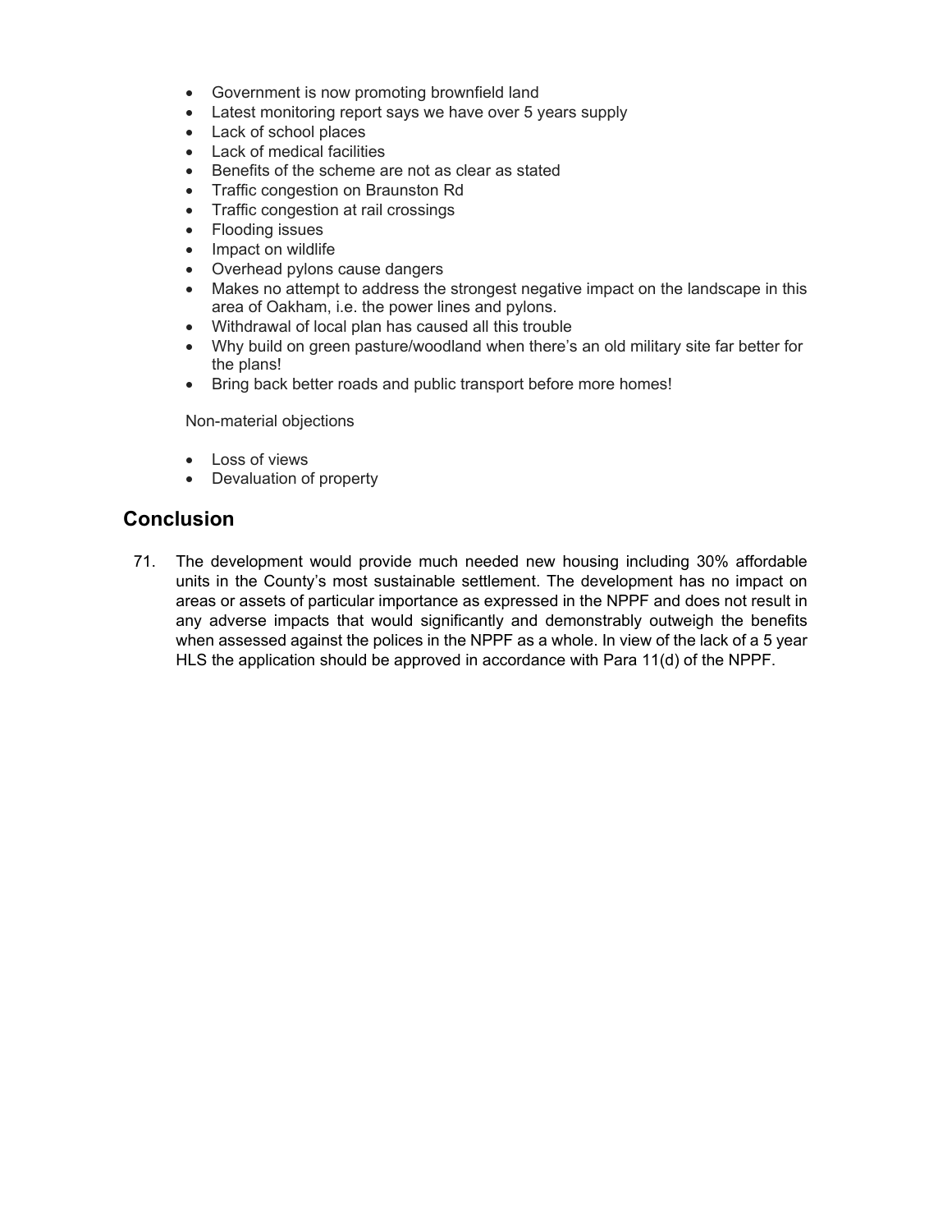- Government is now promoting brownfield land
- Latest monitoring report says we have over 5 years supply
- Lack of school places
- Lack of medical facilities
- Benefits of the scheme are not as clear as stated
- Traffic congestion on Braunston Rd
- Traffic congestion at rail crossings
- Flooding issues
- Impact on wildlife
- Overhead pylons cause dangers
- Makes no attempt to address the strongest negative impact on the landscape in this area of Oakham, i.e. the power lines and pylons.
- Withdrawal of local plan has caused all this trouble
- Why build on green pasture/woodland when there's an old military site far better for the plans!
- Bring back better roads and public transport before more homes!

Non-material objections

- Loss of views
- Devaluation of property

## Conclusion

71. The development would provide much needed new housing including 30% affordable units in the County's most sustainable settlement. The development has no impact on areas or assets of particular importance as expressed in the NPPF and does not result in any adverse impacts that would significantly and demonstrably outweigh the benefits when assessed against the polices in the NPPF as a whole. In view of the lack of a 5 year HLS the application should be approved in accordance with Para 11(d) of the NPPF.